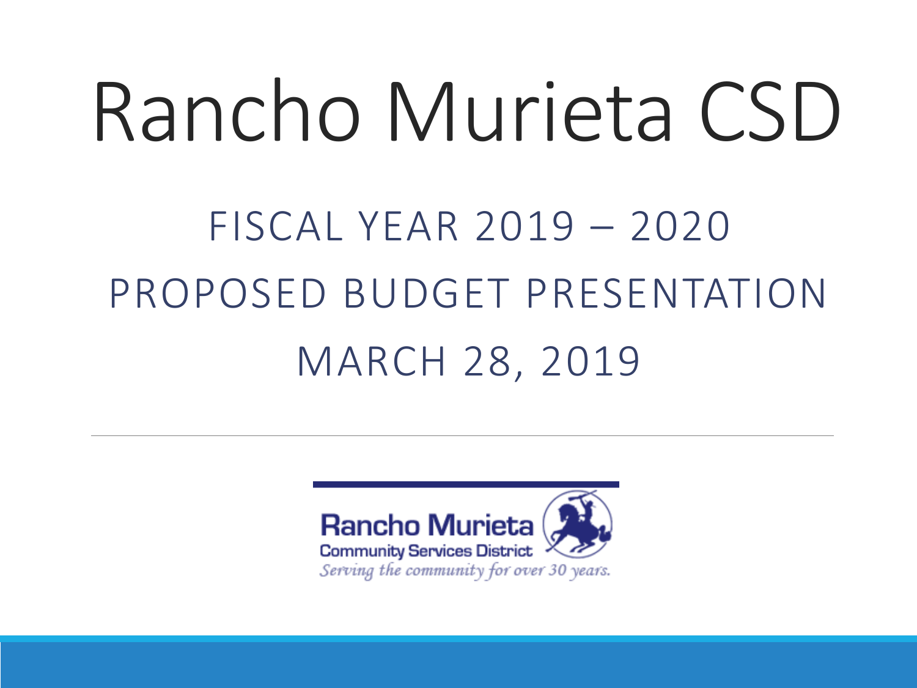# Rancho Murieta CSD

## FISCAL YEAR 2019 – 2020 PROPOSED BUDGET PRESENTATION MARCH 28, 2019

Rancho Murieta
Community Services District
*Serving the community for over 30 years.*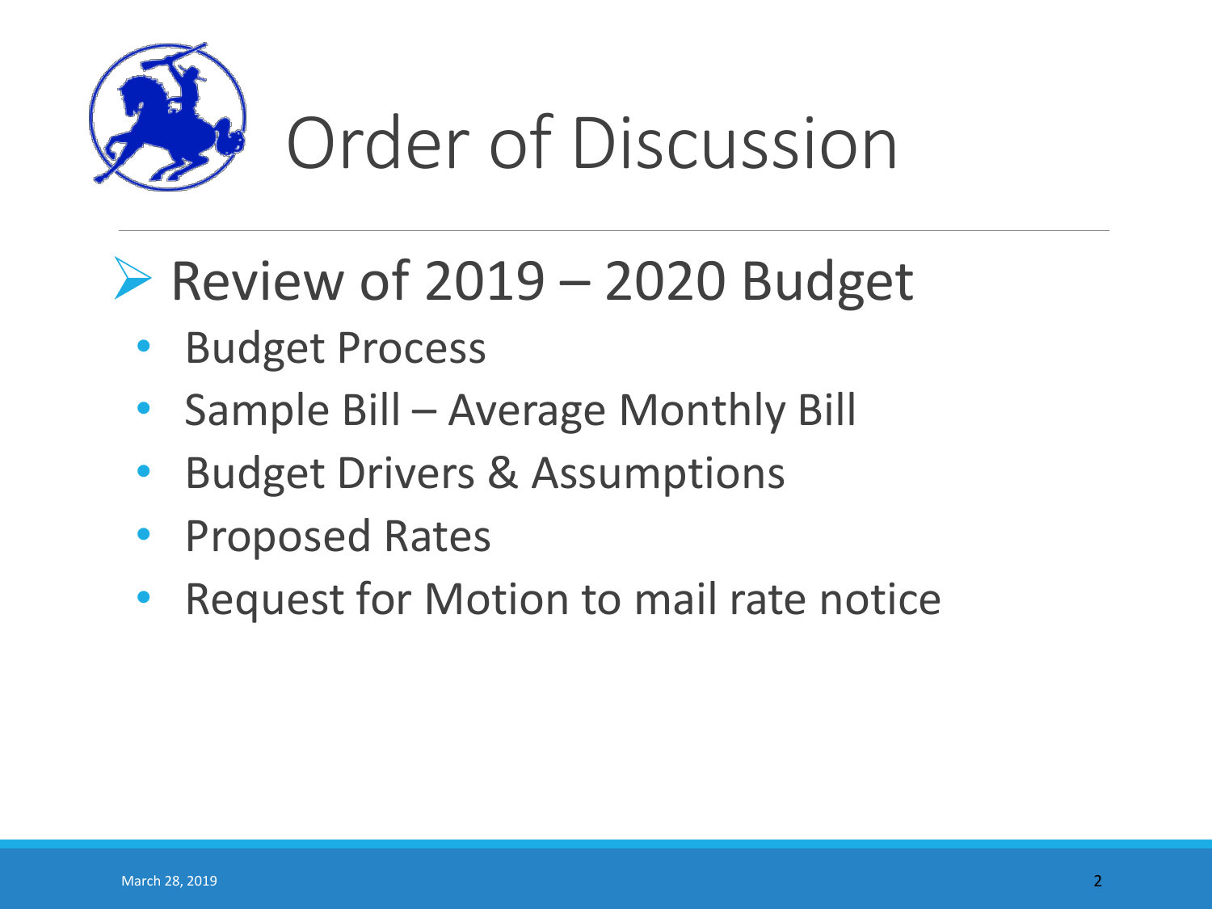# Order of Discussion

- Review of 2019 – 2020 Budget
  - Budget Process
  - Sample Bill – Average Monthly Bill
  - Budget Drivers & Assumptions
  - Proposed Rates
  - Request for Motion to mail rate notice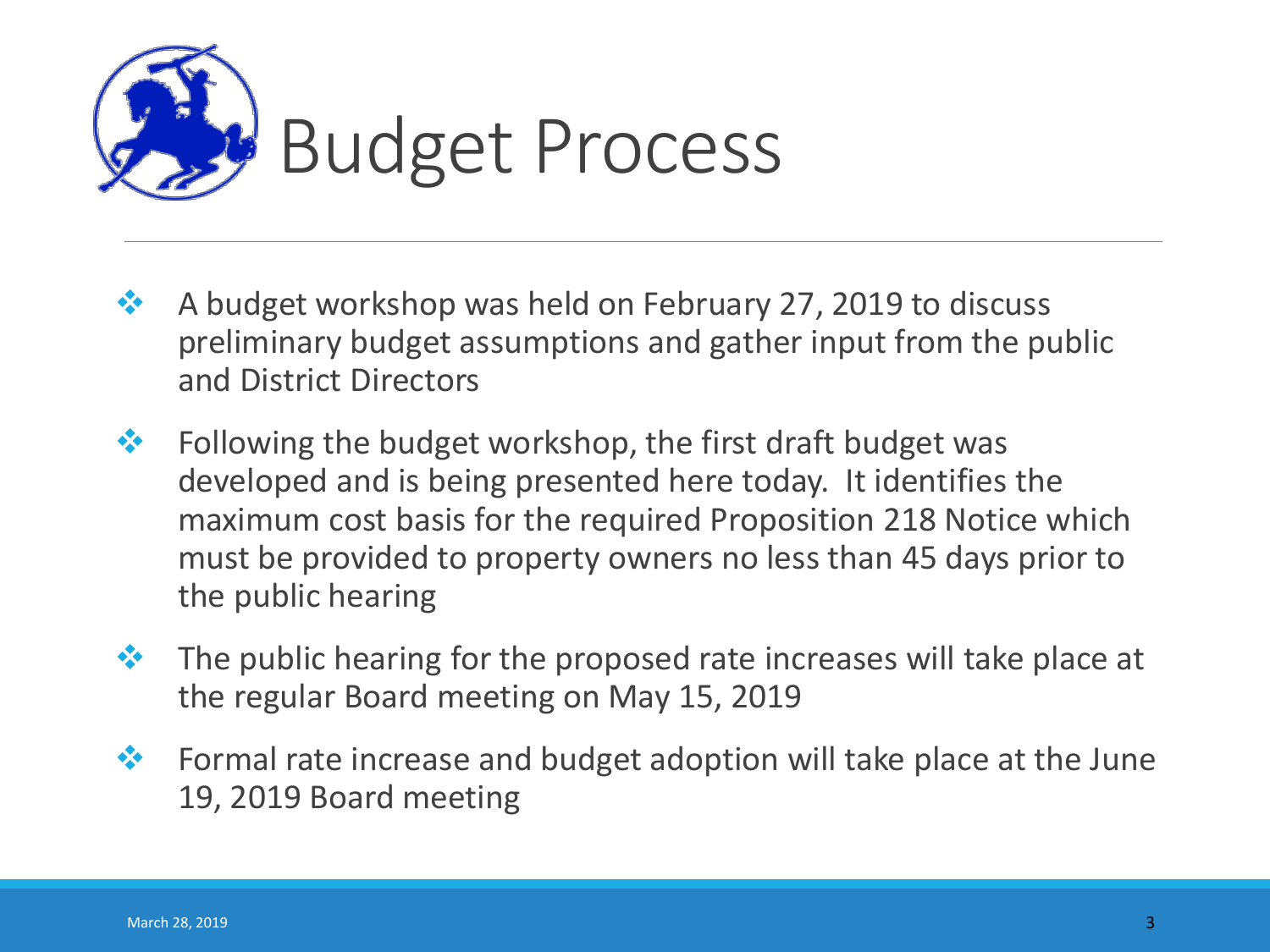# Budget Process

- A budget workshop was held on February 27, 2019 to discuss preliminary budget assumptions and gather input from the public and District Directors
- Following the budget workshop, the first draft budget was developed and is being presented here today. It identifies the maximum cost basis for the required Proposition 218 Notice which must be provided to property owners no less than 45 days prior to the public hearing
- The public hearing for the proposed rate increases will take place at the regular Board meeting on May 15, 2019
- Formal rate increase and budget adoption will take place at the June 19, 2019 Board meeting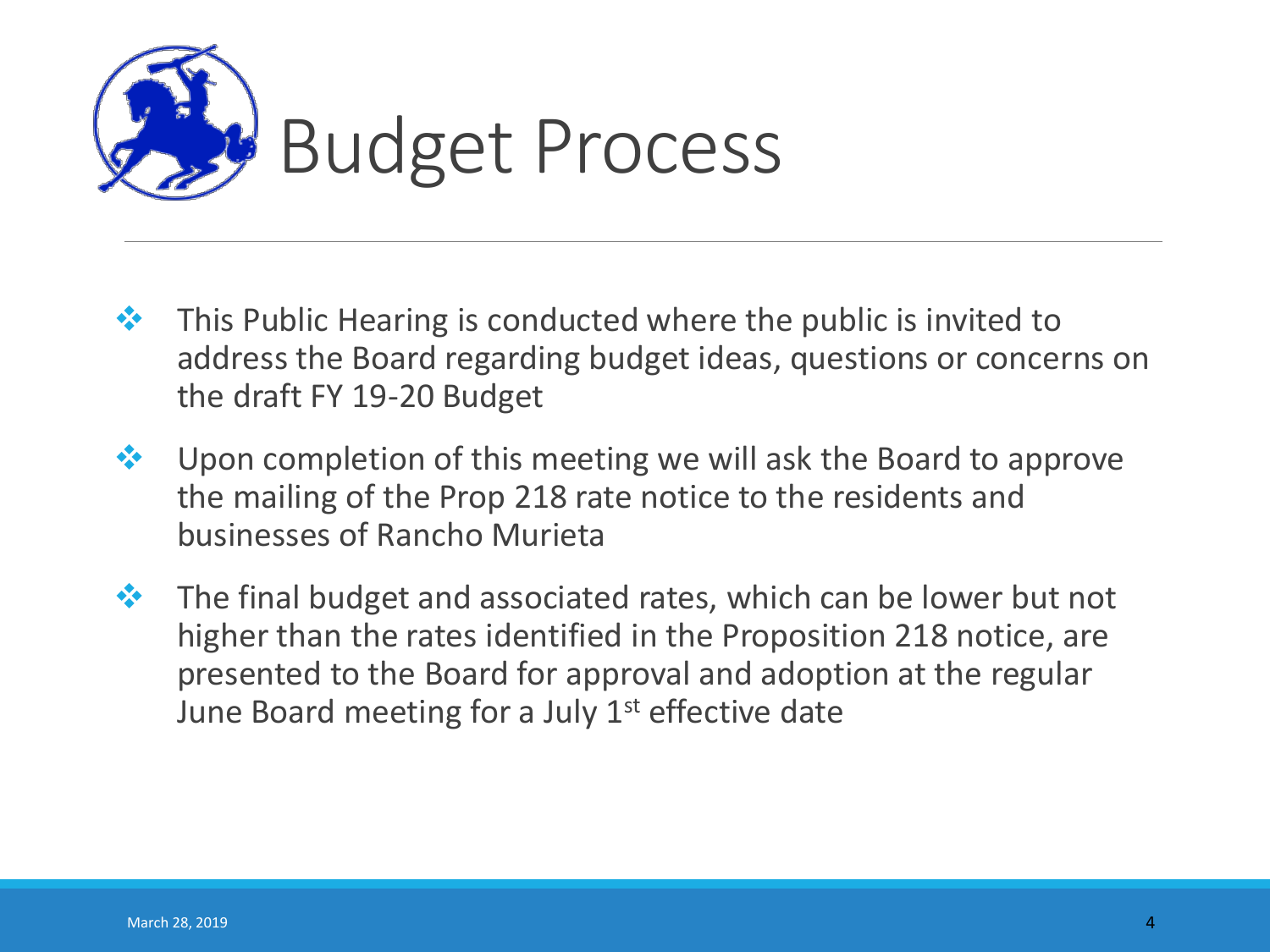# Budget Process

- This Public Hearing is conducted where the public is invited to address the Board regarding budget ideas, questions or concerns on the draft FY 19-20 Budget
- Upon completion of this meeting we will ask the Board to approve the mailing of the Prop 218 rate notice to the residents and businesses of Rancho Murieta
- The final budget and associated rates, which can be lower but not higher than the rates identified in the Proposition 218 notice, are presented to the Board for approval and adoption at the regular June Board meeting for a July 1st effective date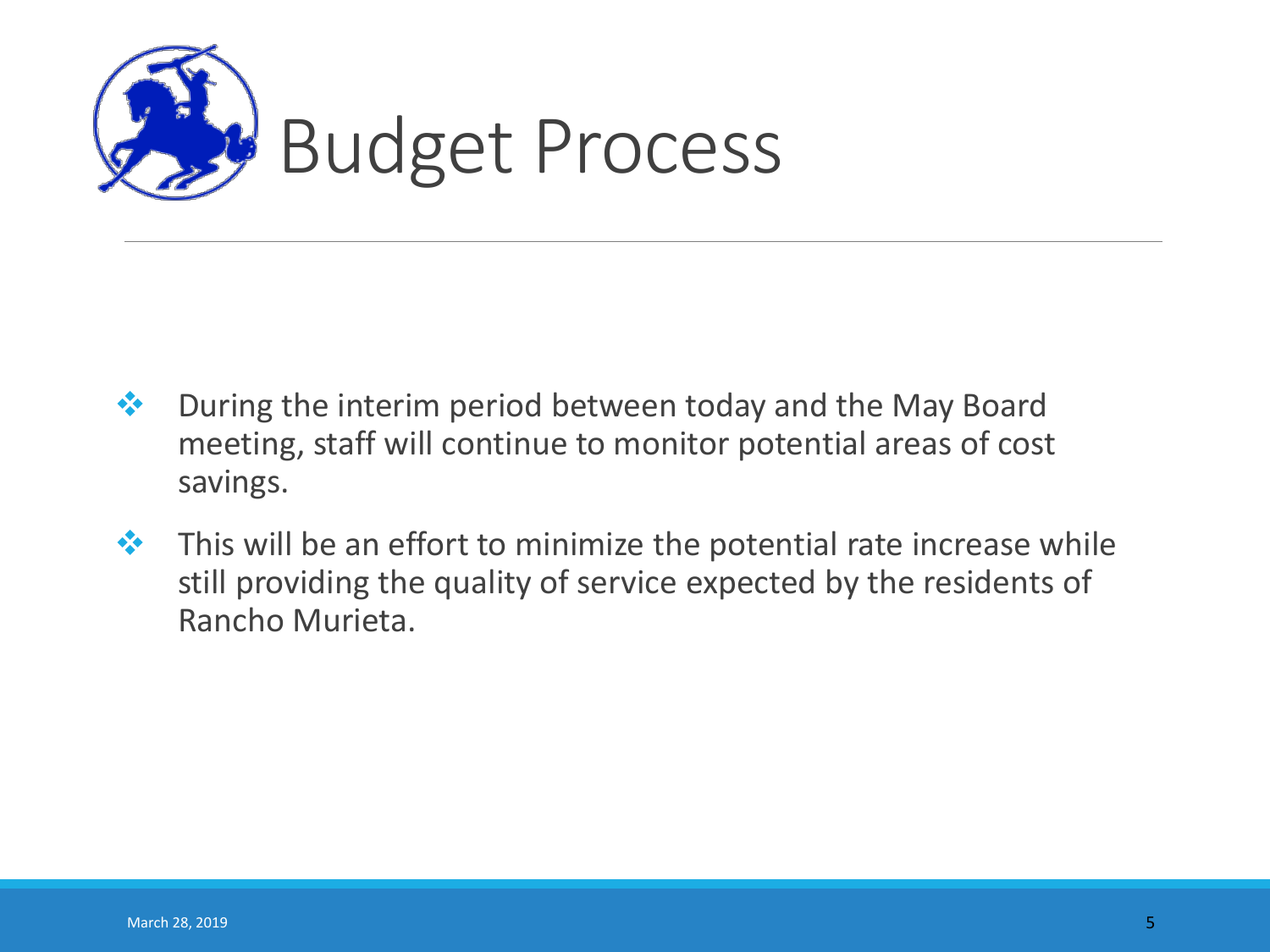# Budget Process

- During the interim period between today and the May Board meeting, staff will continue to monitor potential areas of cost savings.
- This will be an effort to minimize the potential rate increase while still providing the quality of service expected by the residents of Rancho Murieta.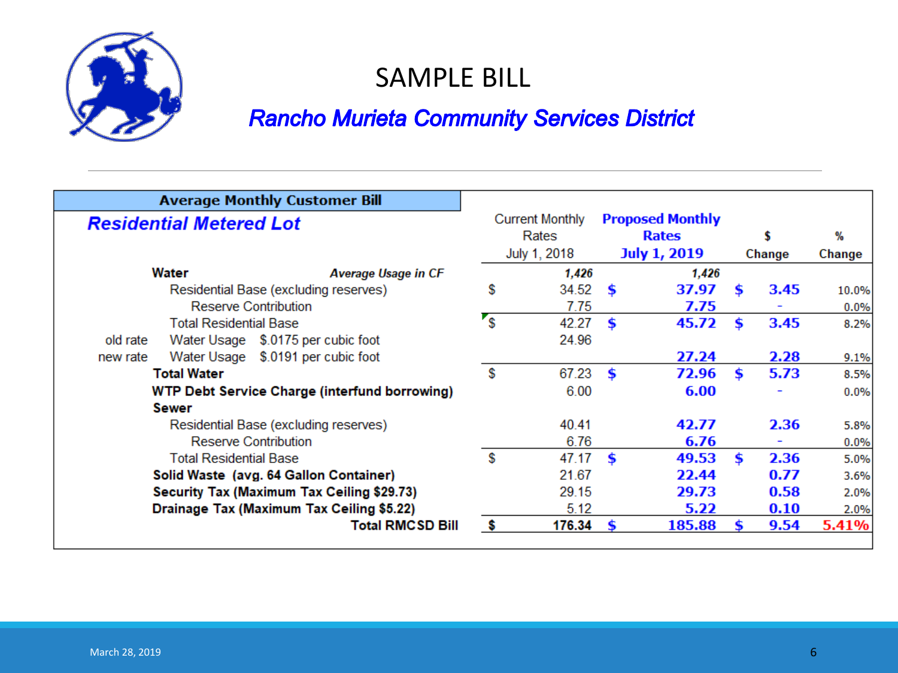# SAMPLE BILL

## *Rancho Murieta Community Services District*

| **Average Monthly Customer Bill** | | | | | | |
|---|---|---|---|---|---|---|
| ***Residential Metered Lot*** | | | Current Monthly Rates July 1, 2018 | **Proposed Monthly Rates July 1, 2019** | **$ Change** | **% Change** |
| | **Water** | *Average Usage in CF* | ***1,426*** | ***1,426*** | | |
| | Residential Base (excluding reserves) | | $ 34.52 | **$ 37.97** | **$ 3.45** | 10.0% |
| | Reserve Contribution | | 7.75 | **7.75** | **-** | 0.0% |
| | Total Residential Base | | $ 42.27 | **$ 45.72** | **$ 3.45** | 8.2% |
| old rate | Water Usage | $.0175 per cubic foot | 24.96 | | | |
| new rate | Water Usage | $.0191 per cubic foot | | **27.24** | **2.28** | 9.1% |
| | **Total Water** | | $ 67.23 | **$ 72.96** | **$ 5.73** | 8.5% |
| | **WTP Debt Service Charge (interfund borrowing)** | | 6.00 | **6.00** | **-** | 0.0% |
| | **Sewer** | | | | | |
| | Residential Base (excluding reserves) | | 40.41 | **42.77** | **2.36** | 5.8% |
| | Reserve Contribution | | 6.76 | **6.76** | **-** | 0.0% |
| | Total Residential Base | | $ 47.17 | **$ 49.53** | **$ 2.36** | 5.0% |
| | **Solid Waste (avg. 64 Gallon Container)** | | 21.67 | **22.44** | **0.77** | 3.6% |
| | **Security Tax (Maximum Tax Ceiling $29.73)** | | 29.15 | **29.73** | **0.58** | 2.0% |
| | **Drainage Tax (Maximum Tax Ceiling $5.22)** | | 5.12 | **5.22** | **0.10** | 2.0% |
| | | **Total RMCSD Bill** | **$ 176.34** | **$ 185.88** | **$ 9.54** | **5.41%** |

March 28, 2019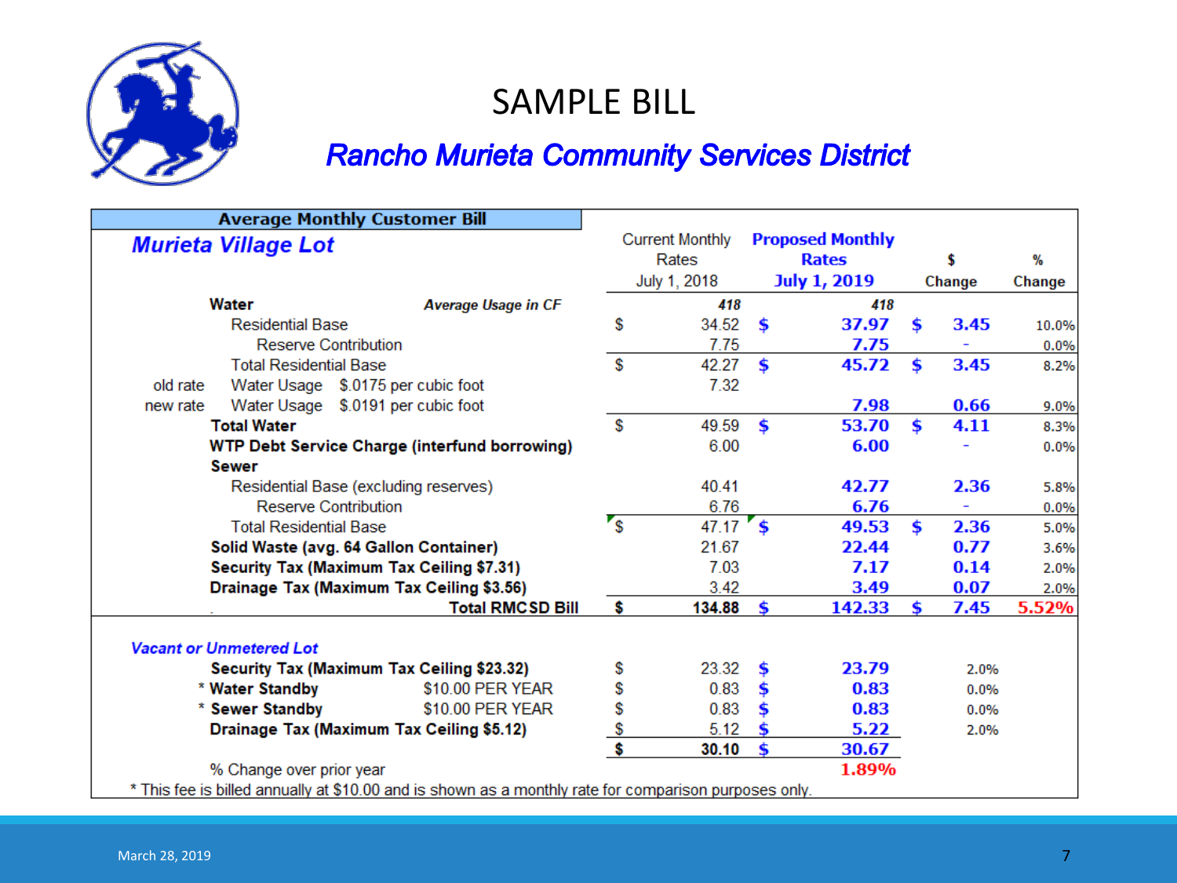# SAMPLE BILL

## *Rancho Murieta Community Services District*

| **Average Monthly Customer Bill** | | | Current Monthly Rates July 1, 2018 | **Proposed Monthly Rates July 1, 2019** | **$ Change** | **% Change** |
|---|---|---|---|---|---|---|
| ***Murieta Village Lot*** | | | | | | |
| | **Water** | ***Average Usage in CF*** | ***418*** | ***418*** | | |
| | Residential Base | | $ 34.52 | **$ 37.97** | **$ 3.45** | 10.0% |
| | Reserve Contribution | | 7.75 | **7.75** | - | 0.0% |
| | Total Residential Base | | $ 42.27 | **$ 45.72** | **$ 3.45** | 8.2% |
| old rate | Water Usage | $.0175 per cubic foot | 7.32 | | | |
| new rate | Water Usage | $.0191 per cubic foot | | **7.98** | **0.66** | 9.0% |
| | **Total Water** | | $ 49.59 | **$ 53.70** | **$ 4.11** | 8.3% |
| | **WTP Debt Service Charge (interfund borrowing)** | | 6.00 | **6.00** | - | 0.0% |
| | **Sewer** | | | | | |
| | Residential Base (excluding reserves) | | 40.41 | **42.77** | **2.36** | 5.8% |
| | Reserve Contribution | | 6.76 | **6.76** | - | 0.0% |
| | Total Residential Base | | $ 47.17 | **$ 49.53** | **$ 2.36** | 5.0% |
| | **Solid Waste (avg. 64 Gallon Container)** | | 21.67 | **22.44** | **0.77** | 3.6% |
| | **Security Tax (Maximum Tax Ceiling $7.31)** | | 7.03 | **7.17** | **0.14** | 2.0% |
| | **Drainage Tax (Maximum Tax Ceiling $3.56)** | | 3.42 | **3.49** | **0.07** | 2.0% |
| | | **Total RMCSD Bill** | **$ 134.88** | **$ 142.33** | **$ 7.45** | **5.52%** |
| ***Vacant or Unmetered Lot*** | | | | | | |
| | **Security Tax (Maximum Tax Ceiling $23.32)** | | $ 23.32 | **$ 23.79** | 2.0% | |
| | * **Water Standby** | $10.00 PER YEAR | $ 0.83 | **$ 0.83** | 0.0% | |
| | * **Sewer Standby** | $10.00 PER YEAR | $ 0.83 | **$ 0.83** | 0.0% | |
| | **Drainage Tax (Maximum Tax Ceiling $5.12)** | | $ 5.12 | **$ 5.22** | 2.0% | |
| | | | **$ 30.10** | **$ 30.67** | | |
| | % Change over prior year | | | **1.89%** | | |

* This fee is billed annually at $10.00 and is shown as a monthly rate for comparison purposes only.

March 28, 2019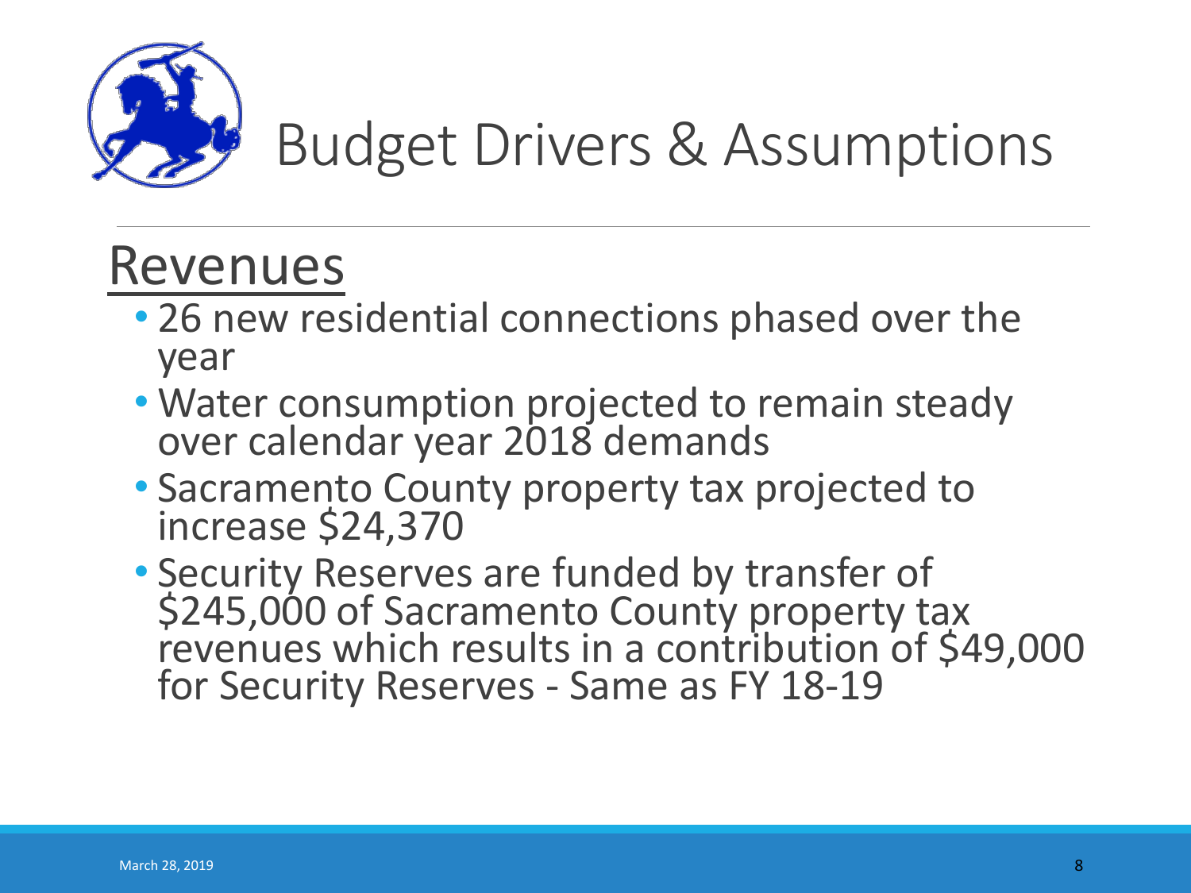# Budget Drivers & Assumptions

## Revenues

- 26 new residential connections phased over the year
- Water consumption projected to remain steady over calendar year 2018 demands
- Sacramento County property tax projected to increase $24,370
- Security Reserves are funded by transfer of $245,000 of Sacramento County property tax revenues which results in a contribution of $49,000 for Security Reserves - Same as FY 18-19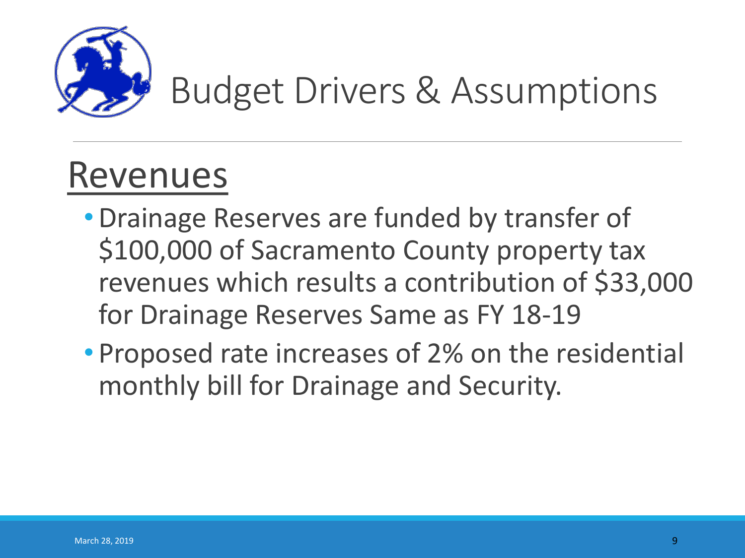# Budget Drivers & Assumptions

## Revenues

- Drainage Reserves are funded by transfer of $100,000 of Sacramento County property tax revenues which results a contribution of $33,000 for Drainage Reserves Same as FY 18-19
- Proposed rate increases of 2% on the residential monthly bill for Drainage and Security.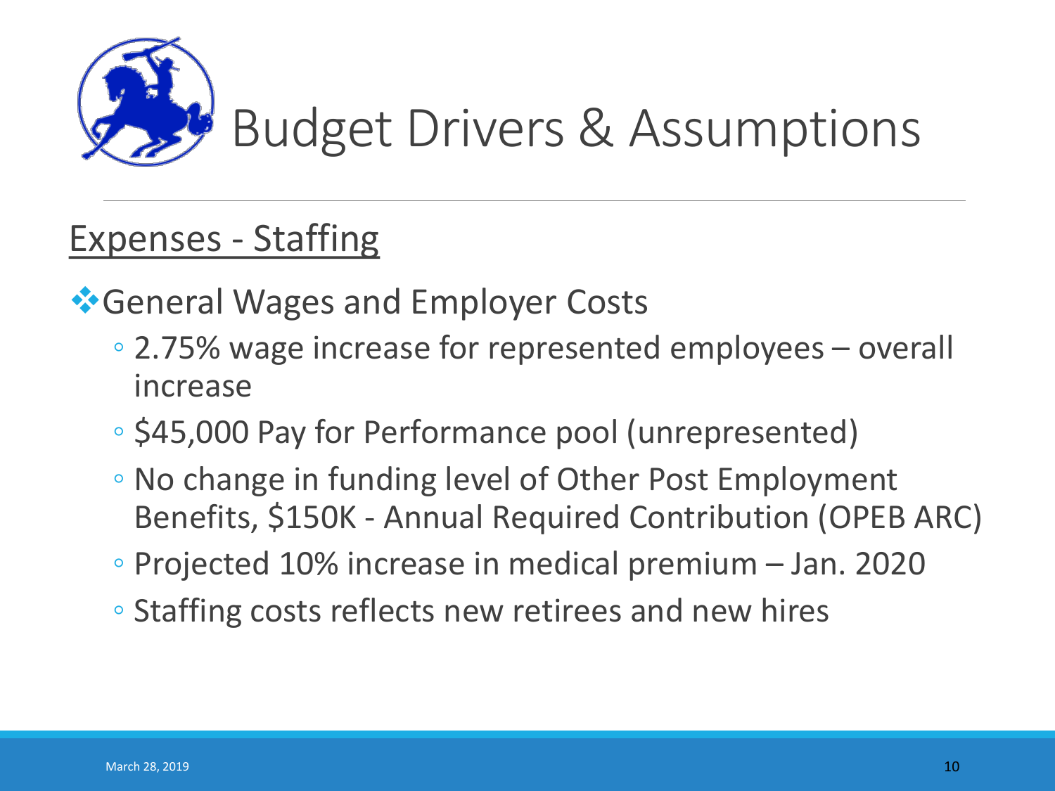# Budget Drivers & Assumptions

## Expenses - Staffing

- General Wages and Employer Costs
  - 2.75% wage increase for represented employees – overall increase
  - $45,000 Pay for Performance pool (unrepresented)
  - No change in funding level of Other Post Employment Benefits, $150K - Annual Required Contribution (OPEB ARC)
  - Projected 10% increase in medical premium – Jan. 2020
  - Staffing costs reflects new retirees and new hires

March 28, 2019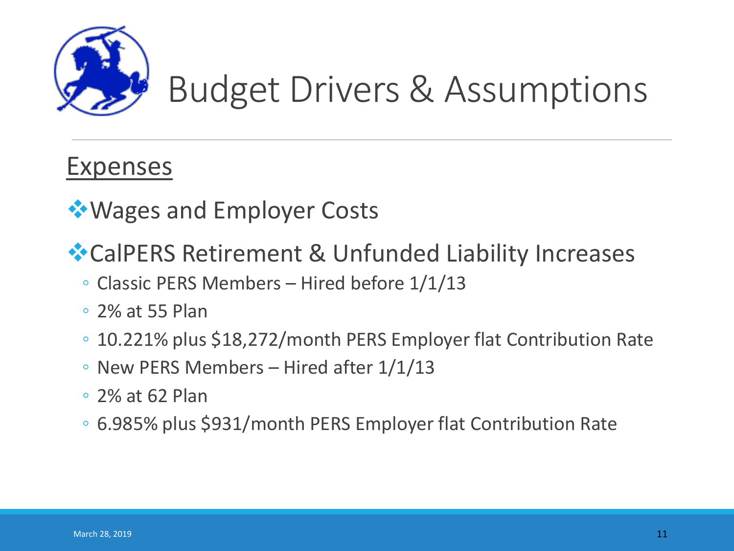# Budget Drivers & Assumptions

## Expenses

- Wages and Employer Costs
- CalPERS Retirement & Unfunded Liability Increases
  - Classic PERS Members – Hired before 1/1/13
  - 2% at 55 Plan
  - 10.221% plus $18,272/month PERS Employer flat Contribution Rate
  - New PERS Members – Hired after 1/1/13
  - 2% at 62 Plan
  - 6.985% plus $931/month PERS Employer flat Contribution Rate

March 28, 2019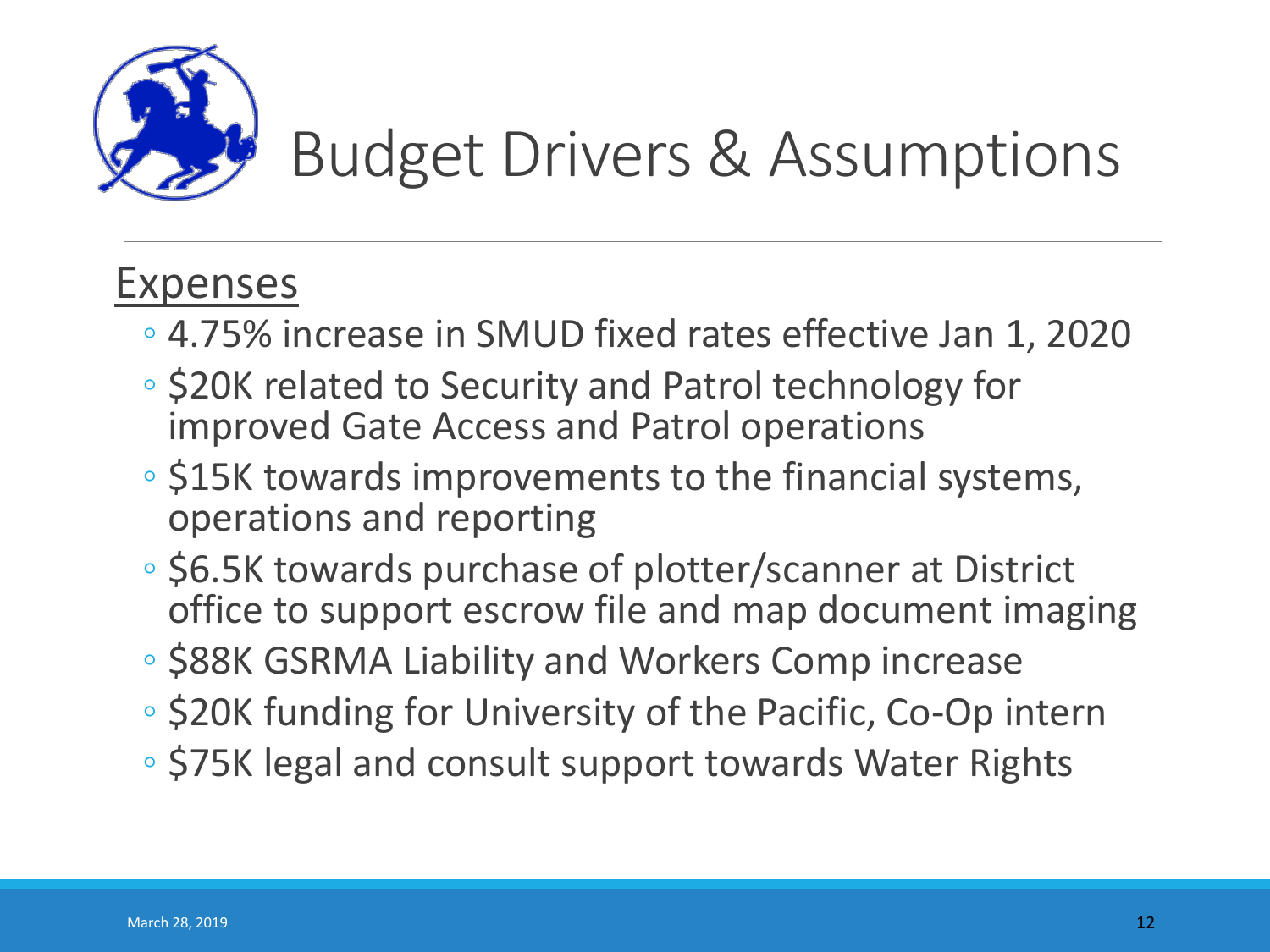# Budget Drivers & Assumptions

## Expenses

- 4.75% increase in SMUD fixed rates effective Jan 1, 2020
- $20K related to Security and Patrol technology for improved Gate Access and Patrol operations
- $15K towards improvements to the financial systems, operations and reporting
- $6.5K towards purchase of plotter/scanner at District office to support escrow file and map document imaging
- $88K GSRMA Liability and Workers Comp increase
- $20K funding for University of the Pacific, Co-Op intern
- $75K legal and consult support towards Water Rights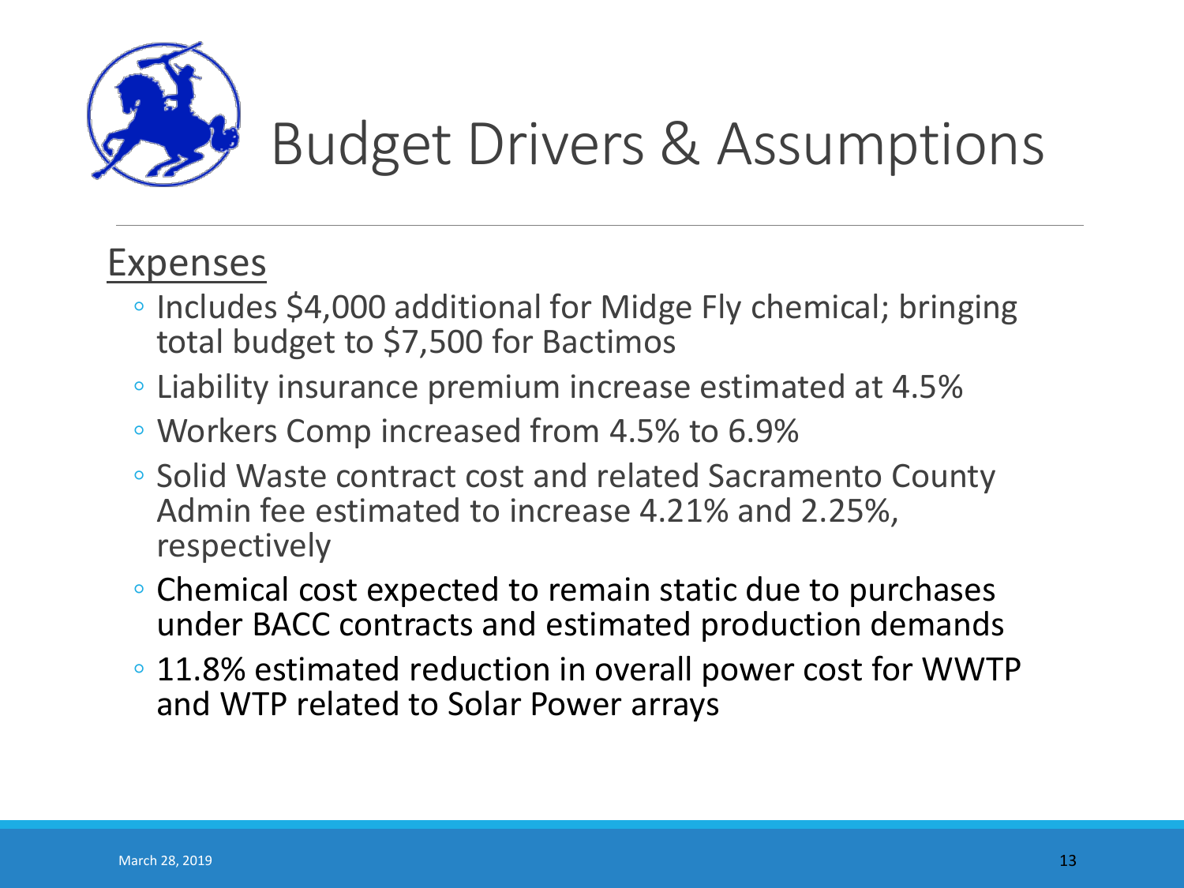# Budget Drivers & Assumptions

## Expenses

- Includes $4,000 additional for Midge Fly chemical; bringing total budget to $7,500 for Bactimos
- Liability insurance premium increase estimated at 4.5%
- Workers Comp increased from 4.5% to 6.9%
- Solid Waste contract cost and related Sacramento County Admin fee estimated to increase 4.21% and 2.25%, respectively
- Chemical cost expected to remain static due to purchases under BACC contracts and estimated production demands
- 11.8% estimated reduction in overall power cost for WWTP and WTP related to Solar Power arrays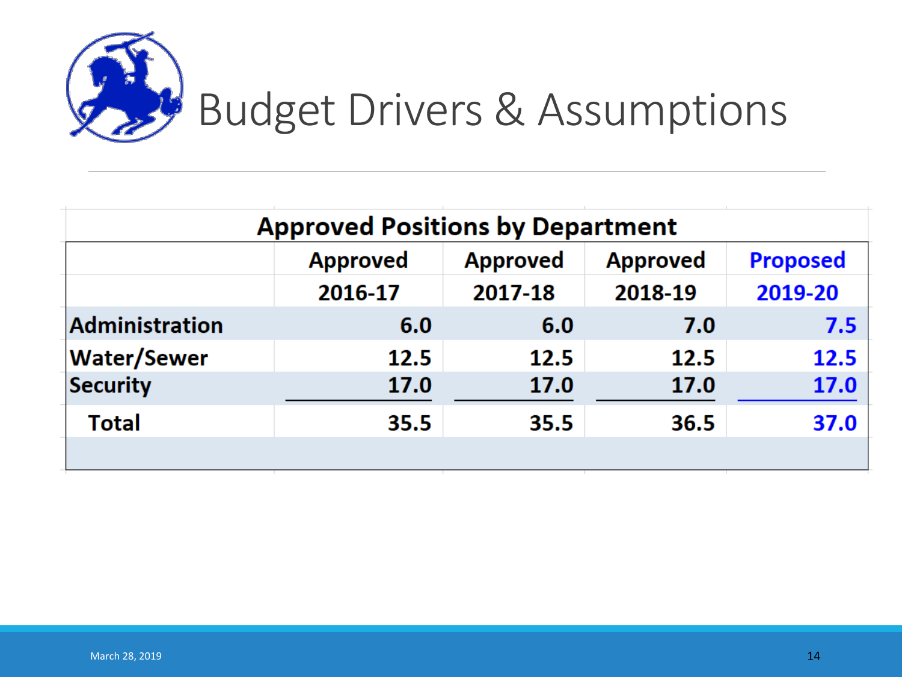# Budget Drivers & Assumptions

**Approved Positions by Department**

| | Approved 2016-17 | Approved 2017-18 | Approved 2018-19 | Proposed 2019-20 |
|---|---|---|---|---|
| Administration | 6.0 | 6.0 | 7.0 | 7.5 |
| Water/Sewer | 12.5 | 12.5 | 12.5 | 12.5 |
| Security | 17.0 | 17.0 | 17.0 | 17.0 |
| Total | 35.5 | 35.5 | 36.5 | 37.0 |

March 28, 2019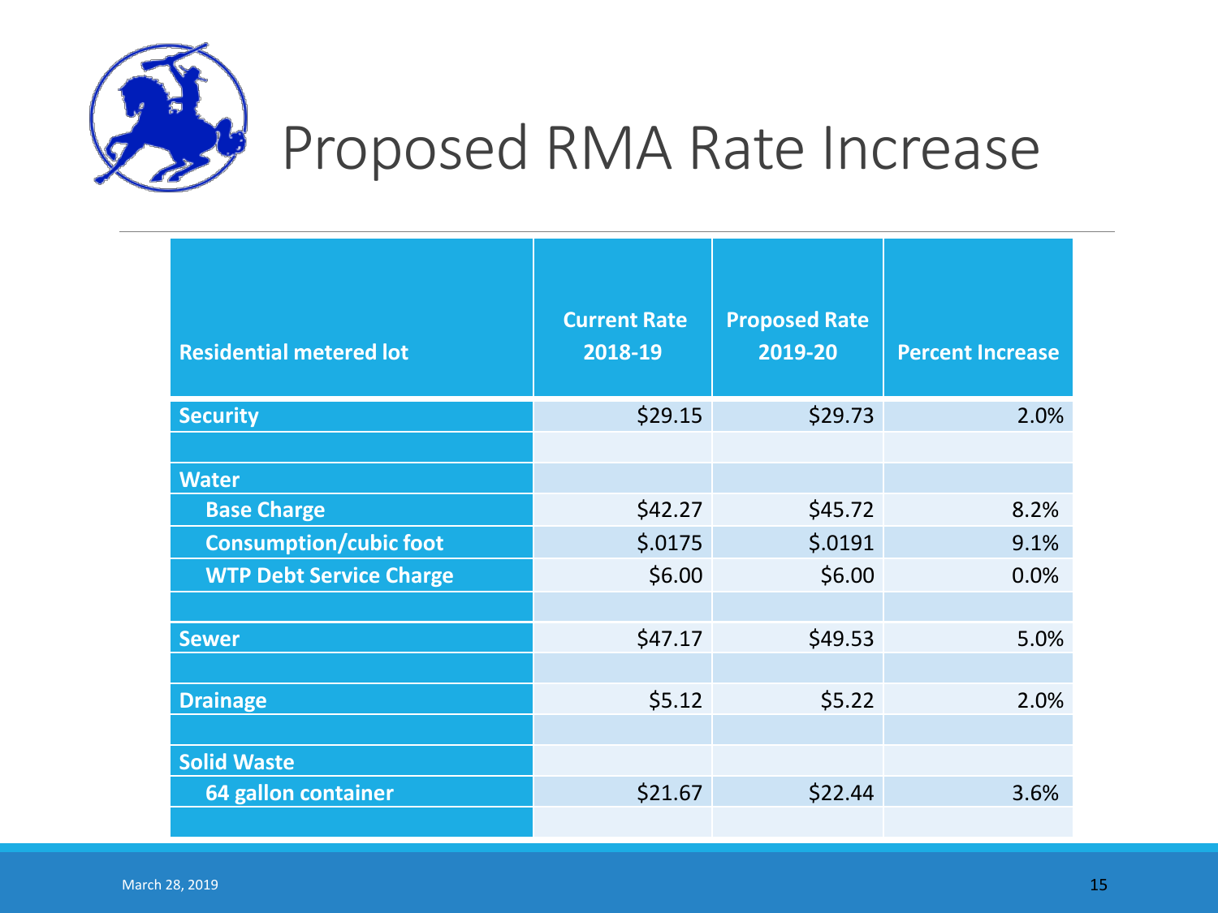# Proposed RMA Rate Increase

| Residential metered lot | Current Rate 2018-19 | Proposed Rate 2019-20 | Percent Increase |
|---|---|---|---|
| **Security** | $29.15 | $29.73 | 2.0% |
| | | | |
| **Water** | | | |
| **Base Charge** | $42.27 | $45.72 | 8.2% |
| **Consumption/cubic foot** | $.0175 | $.0191 | 9.1% |
| **WTP Debt Service Charge** | $6.00 | $6.00 | 0.0% |
| | | | |
| **Sewer** | $47.17 | $49.53 | 5.0% |
| | | | |
| **Drainage** | $5.12 | $5.22 | 2.0% |
| | | | |
| **Solid Waste** | | | |
| **64 gallon container** | $21.67 | $22.44 | 3.6% |
| | | | |

March 28, 2019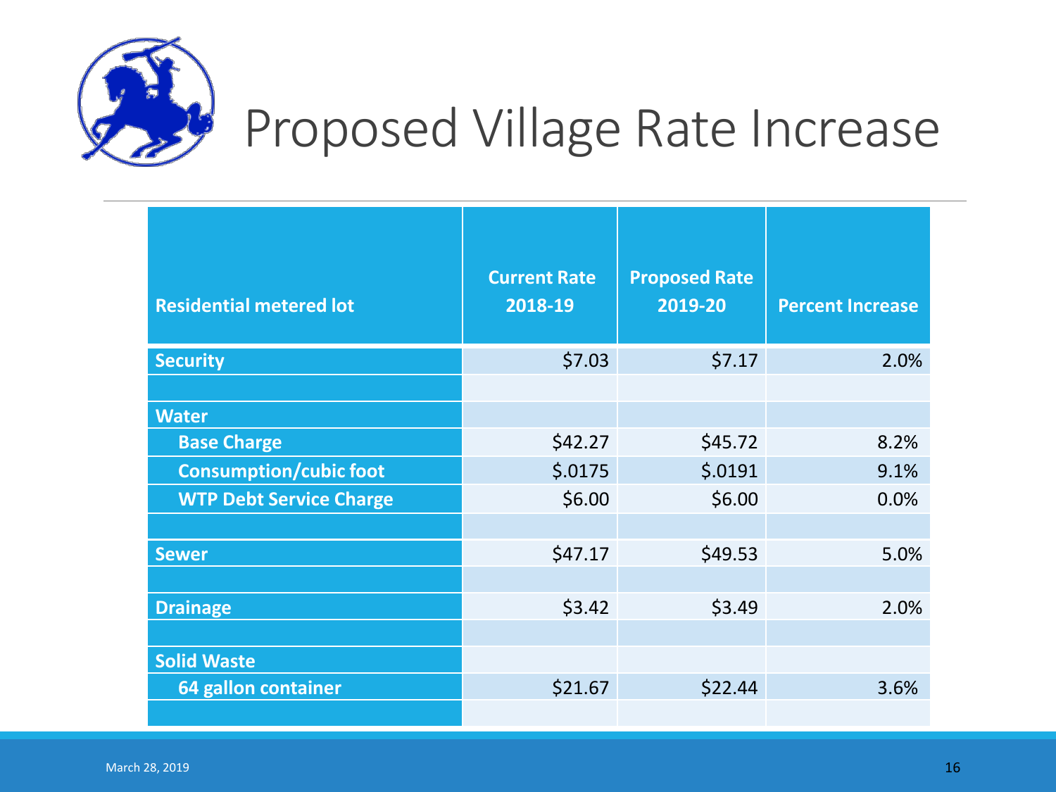# Proposed Village Rate Increase

| Residential metered lot | Current Rate 2018-19 | Proposed Rate 2019-20 | Percent Increase |
|---|---|---|---|
| **Security** | $7.03 | $7.17 | 2.0% |
| | | | |
| **Water** | | | |
| **Base Charge** | $42.27 | $45.72 | 8.2% |
| **Consumption/cubic foot** | $.0175 | $.0191 | 9.1% |
| **WTP Debt Service Charge** | $6.00 | $6.00 | 0.0% |
| | | | |
| **Sewer** | $47.17 | $49.53 | 5.0% |
| | | | |
| **Drainage** | $3.42 | $3.49 | 2.0% |
| | | | |
| **Solid Waste** | | | |
| **64 gallon container** | $21.67 | $22.44 | 3.6% |
| | | | |

March 28, 2019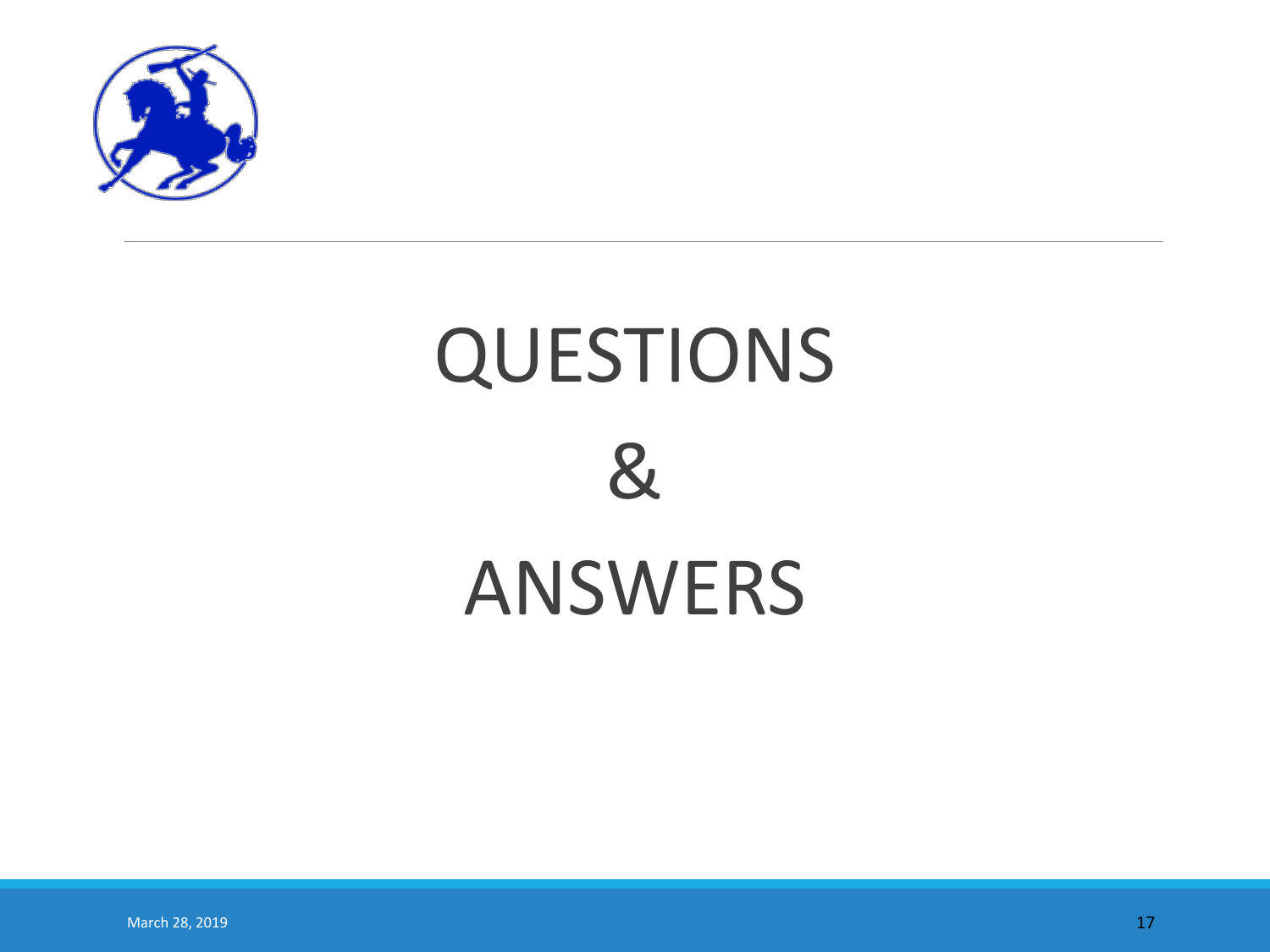# QUESTIONS

# &

# ANSWERS